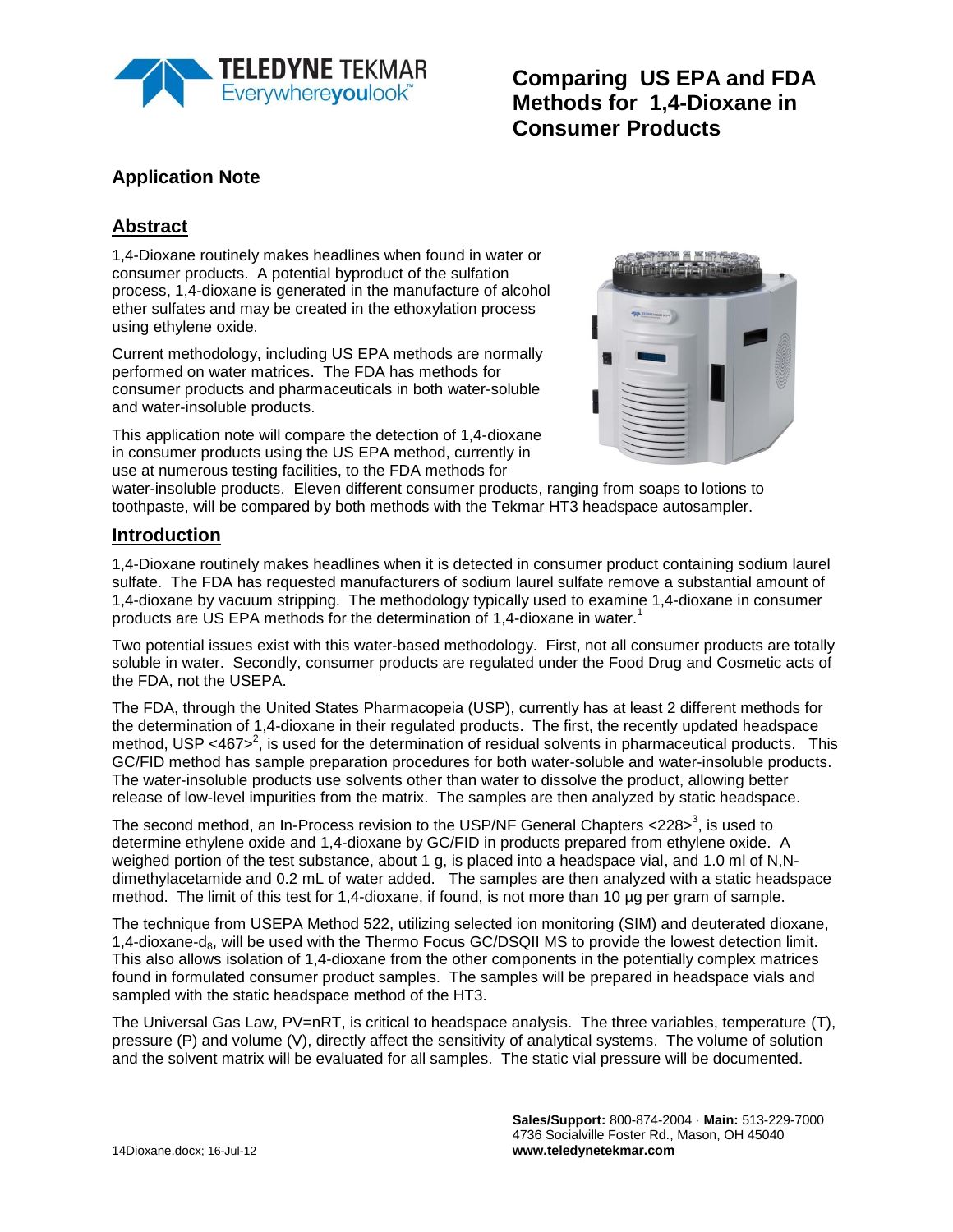# Comparing US EPA and FDA Methods for 1,4-Dioxane in Consumer Products

## Application Note

## Abstract

1,4-Dioxane routinely makes headlines when found in water or consumer products. A potential byproduct of the sulfation process, 1,4-dioxane is generated in the manufacture of alcohol ether sulfates and may be created in the ethoxylation process using ethylene oxide.

Current methodology, including US EPA methods are normally performed on water matrices. The FDA has methods for consumer products and pharmaceuticals in both water-soluble and water-insoluble products.

This application note will compare the detection of 1,4-dioxane in consumer products using the US EPA method, currently in use at numerous testing facilities, to the FDA methods for water-insoluble products. Eleven different consumer products, ranging from soaps to lotions to toothpaste, will be compared by both methods with the Tekmar HT3 headspace autosampler.

## Introduction

1,4-Dioxane routinely makes headlines when it is detected in consumer product containing sodium laurel sulfate. The FDA has requested manufacturers of sodium laurel sulfate remove a substantial amount of 1,4-dioxane by vacuum stripping. The methodology typically used to examine 1,4-dioxane in consumer products are US EPA methods for the determination of 1,4-dioxane in water.[1]

Two potential issues exist with this water-based methodology. First, not all consumer products are totally soluble in water. Secondly, consumer products are regulated under the Food Drug and Cosmetic acts of the FDA, not the USEPA.

The FDA, through the United States Pharmacopeia (USP), currently has at least 2 different methods for the determination of 1,4-dioxane in their regulated products. The first, the recently updated headspace method, USP <467>[2], is used for the determination of residual solvents in pharmaceutical products. This GC/FID method has sample preparation procedures for both water-soluble and water-insoluble products. The water-insoluble products use solvents other than water to dissolve the product, allowing better release of low-level impurities from the matrix. The samples are then analyzed by static headspace.

The second method, an In-Process revision to the USP/NF General Chapters <228>[3], is used to determine ethylene oxide and 1,4-dioxane by GC/FID in products prepared from ethylene oxide. A weighed portion of the test substance, about 1 g, is placed into a headspace vial, and 1.0 ml of N,N-dimethylacetamide and 0.2 mL of water added. The samples are then analyzed with a static headspace method. The limit of this test for 1,4-dioxane, if found, is not more than 10 µg per gram of sample.

The technique from USEPA Method 522, utilizing selected ion monitoring (SIM) and deuterated dioxane, 1,4-dioxane-$d_8$, will be used with the Thermo Focus GC/DSQII MS to provide the lowest detection limit. This also allows isolation of 1,4-dioxane from the other components in the potentially complex matrices found in formulated consumer product samples. The samples will be prepared in headspace vials and sampled with the static headspace method of the HT3.

The Universal Gas Law, $PV=nRT$, is critical to headspace analysis. The three variables, temperature (T), pressure (P) and volume (V), directly affect the sensitivity of analytical systems. The volume of solution and the solvent matrix will be evaluated for all samples. The static vial pressure will be documented.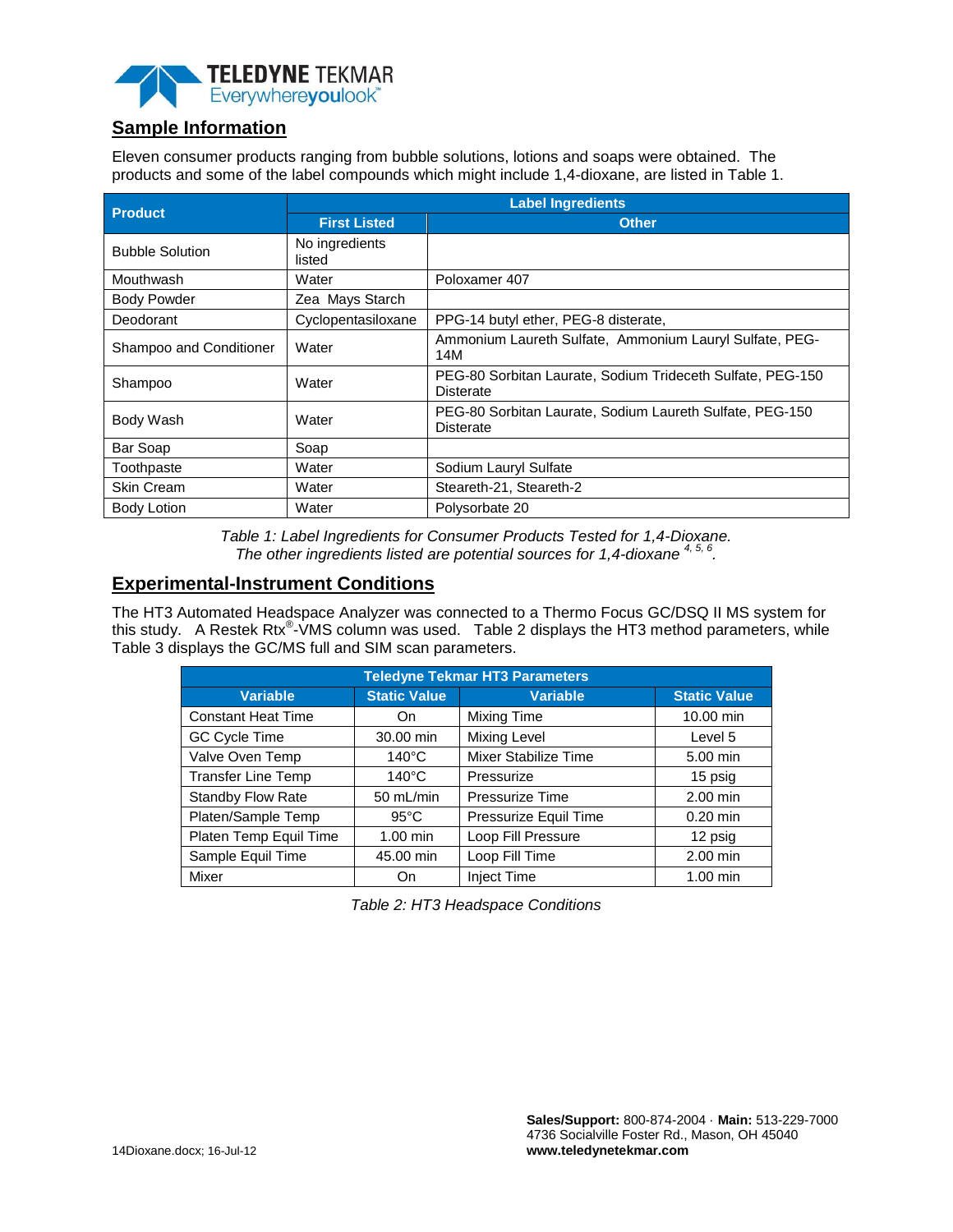## Sample Information

Eleven consumer products ranging from bubble solutions, lotions and soaps were obtained. The products and some of the label compounds which might include 1,4-dioxane, are listed in Table 1.

| Product | Label Ingredients | |
|---|---|---|
| | First Listed | Other |
| Bubble Solution | No ingredients listed | |
| Mouthwash | Water | Poloxamer 407 |
| Body Powder | Zea Mays Starch | |
| Deodorant | Cyclopentasiloxane | PPG-14 butyl ether, PEG-8 disterate, |
| Shampoo and Conditioner | Water | Ammonium Laureth Sulfate, Ammonium Lauryl Sulfate, PEG-14M |
| Shampoo | Water | PEG-80 Sorbitan Laurate, Sodium Trideceth Sulfate, PEG-150 Disterate |
| Body Wash | Water | PEG-80 Sorbitan Laurate, Sodium Laureth Sulfate, PEG-150 Disterate |
| Bar Soap | Soap | |
| Toothpaste | Water | Sodium Lauryl Sulfate |
| Skin Cream | Water | Steareth-21, Steareth-2 |
| Body Lotion | Water | Polysorbate 20 |

*Table 1: Label Ingredients for Consumer Products Tested for 1,4-Dioxane. The other ingredients listed are potential sources for 1,4-dioxane [4, 5, 6].*

## Experimental-Instrument Conditions

The HT3 Automated Headspace Analyzer was connected to a Thermo Focus GC/DSQ II MS system for this study. A Restek Rtx®-VMS column was used. Table 2 displays the HT3 method parameters, while Table 3 displays the GC/MS full and SIM scan parameters.

| Teledyne Tekmar HT3 Parameters | | | |
|---|---|---|---|
| Variable | Static Value | Variable | Static Value |
| Constant Heat Time | On | Mixing Time | 10.00 min |
| GC Cycle Time | 30.00 min | Mixing Level | Level 5 |
| Valve Oven Temp | 140°C | Mixer Stabilize Time | 5.00 min |
| Transfer Line Temp | 140°C | Pressurize | 15 psig |
| Standby Flow Rate | 50 mL/min | Pressurize Time | 2.00 min |
| Platen/Sample Temp | 95°C | Pressurize Equil Time | 0.20 min |
| Platen Temp Equil Time | 1.00 min | Loop Fill Pressure | 12 psig |
| Sample Equil Time | 45.00 min | Loop Fill Time | 2.00 min |
| Mixer | On | Inject Time | 1.00 min |

*Table 2: HT3 Headspace Conditions*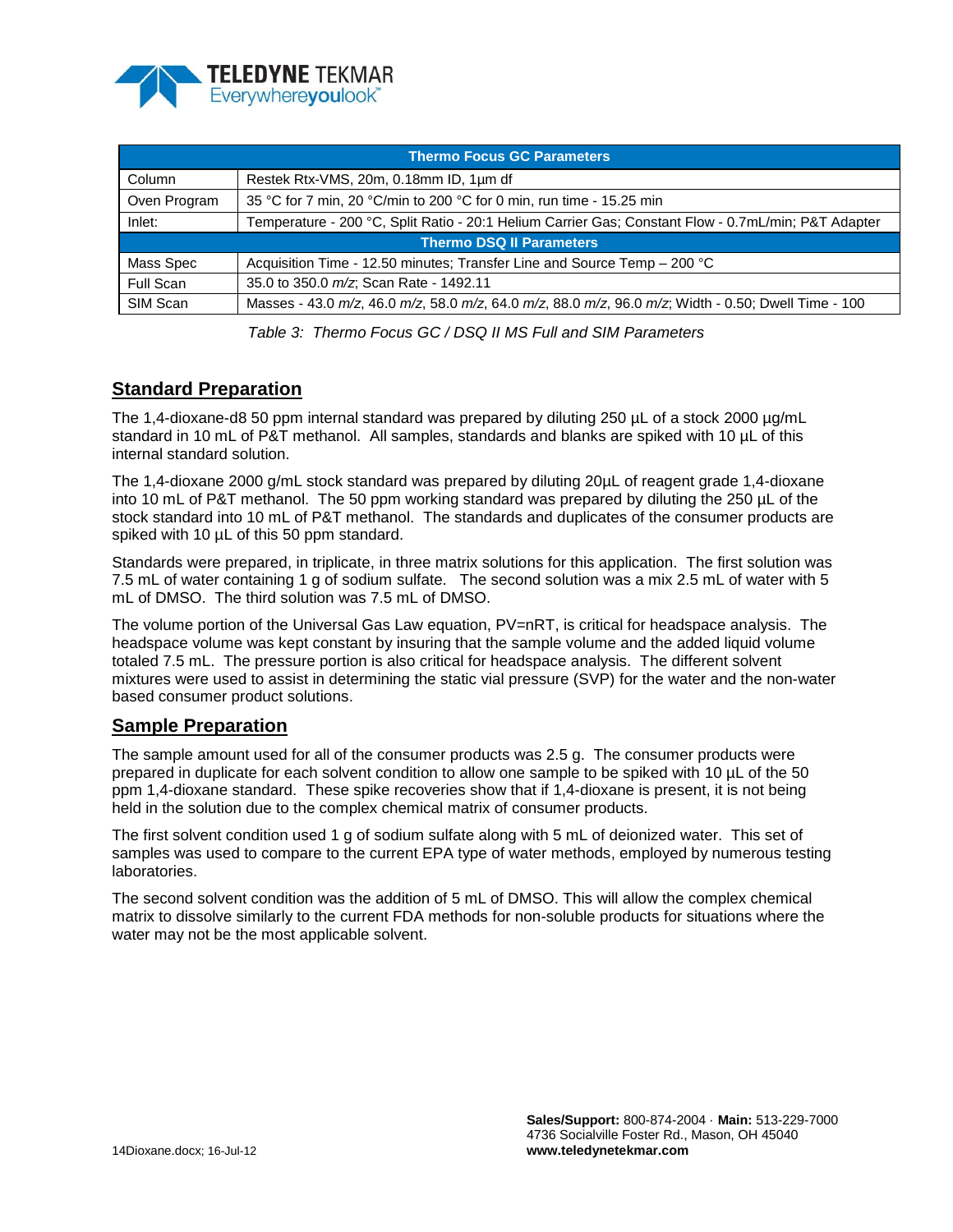| Thermo Focus GC Parameters | |
|---|---|
| Column | Restek Rtx-VMS, 20m, 0.18mm ID, 1µm df |
| Oven Program | 35 °C for 7 min, 20 °C/min to 200 °C for 0 min, run time - 15.25 min |
| Inlet: | Temperature - 200 °C, Split Ratio - 20:1 Helium Carrier Gas; Constant Flow - 0.7mL/min; P&T Adapter |
| **Thermo DSQ II Parameters** | |
| Mass Spec | Acquisition Time - 12.50 minutes; Transfer Line and Source Temp – 200 °C |
| Full Scan | 35.0 to 350.0 *m/z*; Scan Rate - 1492.11 |
| SIM Scan | Masses - 43.0 *m/z*, 46.0 *m/z*, 58.0 *m/z*, 64.0 *m/z*, 88.0 *m/z*, 96.0 *m/z*; Width - 0.50; Dwell Time - 100 |

*Table 3: Thermo Focus GC / DSQ II MS Full and SIM Parameters*

## Standard Preparation

The 1,4-dioxane-d8 50 ppm internal standard was prepared by diluting 250 µL of a stock 2000 µg/mL standard in 10 mL of P&T methanol. All samples, standards and blanks are spiked with 10 µL of this internal standard solution.

The 1,4-dioxane 2000 g/mL stock standard was prepared by diluting 20µL of reagent grade 1,4-dioxane into 10 mL of P&T methanol. The 50 ppm working standard was prepared by diluting the 250 µL of the stock standard into 10 mL of P&T methanol. The standards and duplicates of the consumer products are spiked with 10 µL of this 50 ppm standard.

Standards were prepared, in triplicate, in three matrix solutions for this application. The first solution was 7.5 mL of water containing 1 g of sodium sulfate. The second solution was a mix 2.5 mL of water with 5 mL of DMSO. The third solution was 7.5 mL of DMSO.

The volume portion of the Universal Gas Law equation, PV=nRT, is critical for headspace analysis. The headspace volume was kept constant by insuring that the sample volume and the added liquid volume totaled 7.5 mL. The pressure portion is also critical for headspace analysis. The different solvent mixtures were used to assist in determining the static vial pressure (SVP) for the water and the non-water based consumer product solutions.

## Sample Preparation

The sample amount used for all of the consumer products was 2.5 g. The consumer products were prepared in duplicate for each solvent condition to allow one sample to be spiked with 10 µL of the 50 ppm 1,4-dioxane standard. These spike recoveries show that if 1,4-dioxane is present, it is not being held in the solution due to the complex chemical matrix of consumer products.

The first solvent condition used 1 g of sodium sulfate along with 5 mL of deionized water. This set of samples was used to compare to the current EPA type of water methods, employed by numerous testing laboratories.

The second solvent condition was the addition of 5 mL of DMSO. This will allow the complex chemical matrix to dissolve similarly to the current FDA methods for non-soluble products for situations where the water may not be the most applicable solvent.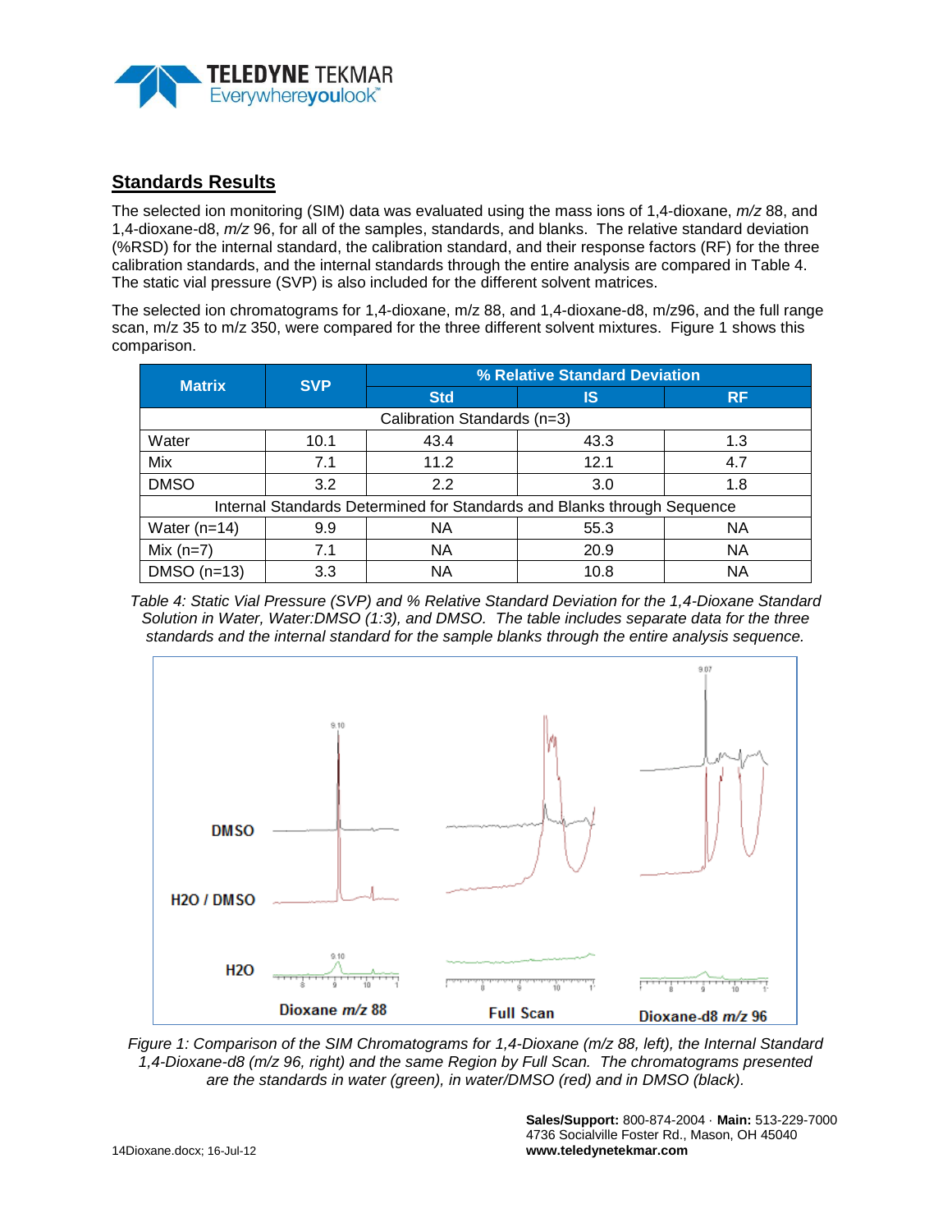## Standards Results

The selected ion monitoring (SIM) data was evaluated using the mass ions of 1,4-dioxane, *m/z* 88, and 1,4-dioxane-d8, *m/z* 96, for all of the samples, standards, and blanks. The relative standard deviation (%RSD) for the internal standard, the calibration standard, and their response factors (RF) for the three calibration standards, and the internal standards through the entire analysis are compared in Table 4. The static vial pressure (SVP) is also included for the different solvent matrices.

The selected ion chromatograms for 1,4-dioxane, m/z 88, and 1,4-dioxane-d8, m/z96, and the full range scan, m/z 35 to m/z 350, were compared for the three different solvent mixtures. Figure 1 shows this comparison.

| Matrix | SVP | % Relative Standard Deviation | | |
|---|---|---|---|---|
| | | Std | IS | RF |
| Calibration Standards (n=3) | | | | |
| Water | 10.1 | 43.4 | 43.3 | 1.3 |
| Mix | 7.1 | 11.2 | 12.1 | 4.7 |
| DMSO | 3.2 | 2.2 | 3.0 | 1.8 |
| Internal Standards Determined for Standards and Blanks through Sequence | | | | |
| Water (n=14) | 9.9 | NA | 55.3 | NA |
| Mix (n=7) | 7.1 | NA | 20.9 | NA |
| DMSO (n=13) | 3.3 | NA | 10.8 | NA |

*Table 4: Static Vial Pressure (SVP) and % Relative Standard Deviation for the 1,4-Dioxane Standard Solution in Water, Water:DMSO (1:3), and DMSO. The table includes separate data for the three standards and the internal standard for the sample blanks through the entire analysis sequence.*

*Figure 1: Comparison of the SIM Chromatograms for 1,4-Dioxane (m/z 88, left), the Internal Standard 1,4-Dioxane-d8 (m/z 96, right) and the same Region by Full Scan. The chromatograms presented are the standards in water (green), in water/DMSO (red) and in DMSO (black).*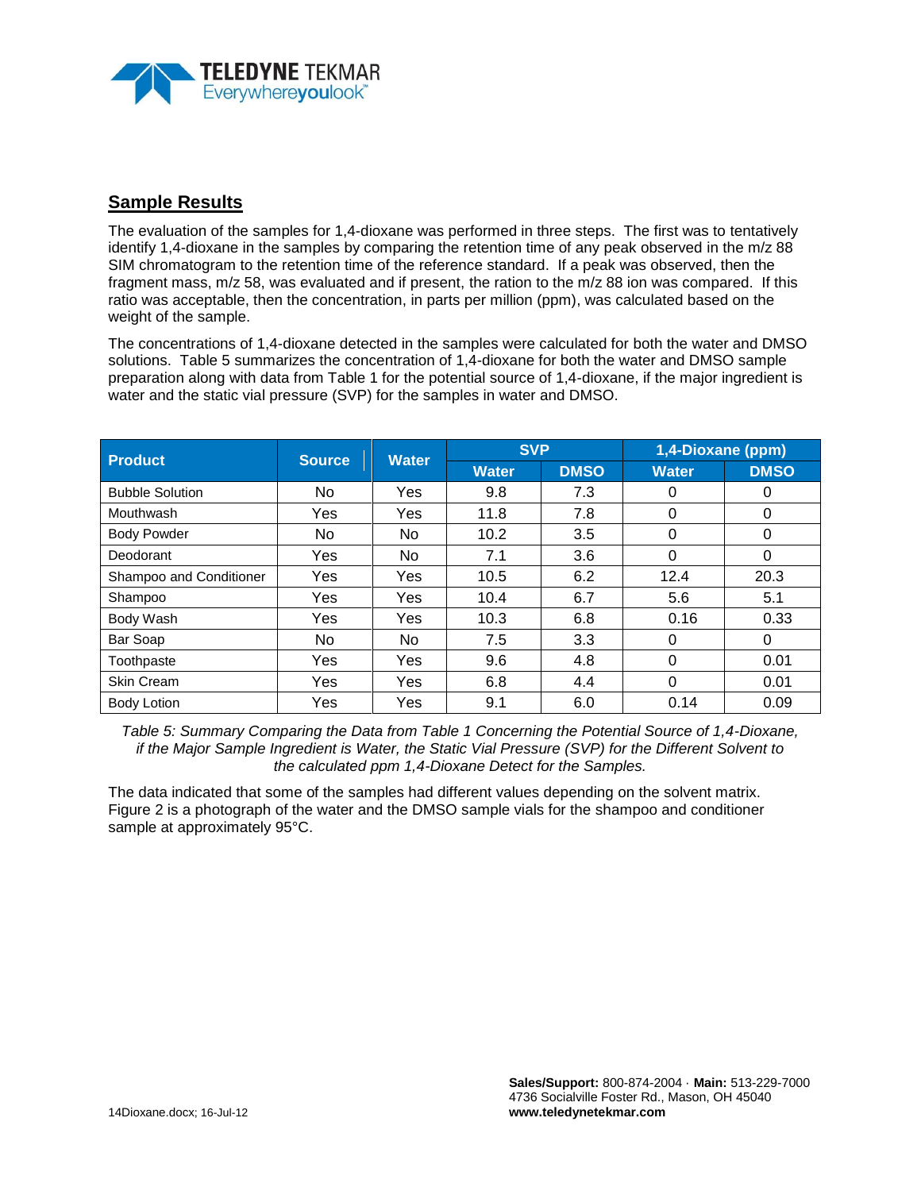## Sample Results

The evaluation of the samples for 1,4-dioxane was performed in three steps. The first was to tentatively identify 1,4-dioxane in the samples by comparing the retention time of any peak observed in the m/z 88 SIM chromatogram to the retention time of the reference standard. If a peak was observed, then the fragment mass, m/z 58, was evaluated and if present, the ration to the m/z 88 ion was compared. If this ratio was acceptable, then the concentration, in parts per million (ppm), was calculated based on the weight of the sample.

The concentrations of 1,4-dioxane detected in the samples were calculated for both the water and DMSO solutions. Table 5 summarizes the concentration of 1,4-dioxane for both the water and DMSO sample preparation along with data from Table 1 for the potential source of 1,4-dioxane, if the major ingredient is water and the static vial pressure (SVP) for the samples in water and DMSO.

| Product | Source | Water | SVP | | 1,4-Dioxane (ppm) | |
|---|---|---|---|---|---|---|
| | | | Water | DMSO | Water | DMSO |
| Bubble Solution | No | Yes | 9.8 | 7.3 | 0 | 0 |
| Mouthwash | Yes | Yes | 11.8 | 7.8 | 0 | 0 |
| Body Powder | No | No | 10.2 | 3.5 | 0 | 0 |
| Deodorant | Yes | No | 7.1 | 3.6 | 0 | 0 |
| Shampoo and Conditioner | Yes | Yes | 10.5 | 6.2 | 12.4 | 20.3 |
| Shampoo | Yes | Yes | 10.4 | 6.7 | 5.6 | 5.1 |
| Body Wash | Yes | Yes | 10.3 | 6.8 | 0.16 | 0.33 |
| Bar Soap | No | No | 7.5 | 3.3 | 0 | 0 |
| Toothpaste | Yes | Yes | 9.6 | 4.8 | 0 | 0.01 |
| Skin Cream | Yes | Yes | 6.8 | 4.4 | 0 | 0.01 |
| Body Lotion | Yes | Yes | 9.1 | 6.0 | 0.14 | 0.09 |

*Table 5: Summary Comparing the Data from Table 1 Concerning the Potential Source of 1,4-Dioxane, if the Major Sample Ingredient is Water, the Static Vial Pressure (SVP) for the Different Solvent to the calculated ppm 1,4-Dioxane Detect for the Samples.*

The data indicated that some of the samples had different values depending on the solvent matrix. Figure 2 is a photograph of the water and the DMSO sample vials for the shampoo and conditioner sample at approximately 95°C.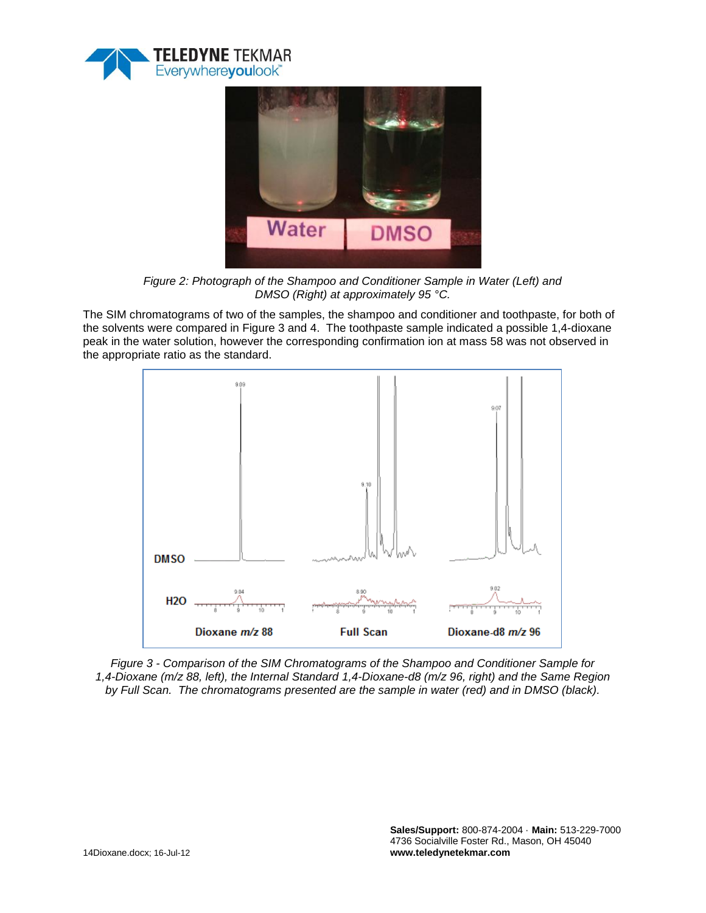Figure 2: Photograph of the Shampoo and Conditioner Sample in Water (Left) and DMSO (Right) at approximately 95 °C.

The SIM chromatograms of two of the samples, the shampoo and conditioner and toothpaste, for both of the solvents were compared in Figure 3 and 4. The toothpaste sample indicated a possible 1,4-dioxane peak in the water solution, however the corresponding confirmation ion at mass 58 was not observed in the appropriate ratio as the standard.

*Figure 3 - Comparison of the SIM Chromatograms of the Shampoo and Conditioner Sample for 1,4-Dioxane (m/z 88, left), the Internal Standard 1,4-Dioxane-d8 (m/z 96, right) and the Same Region by Full Scan. The chromatograms presented are the sample in water (red) and in DMSO (black).*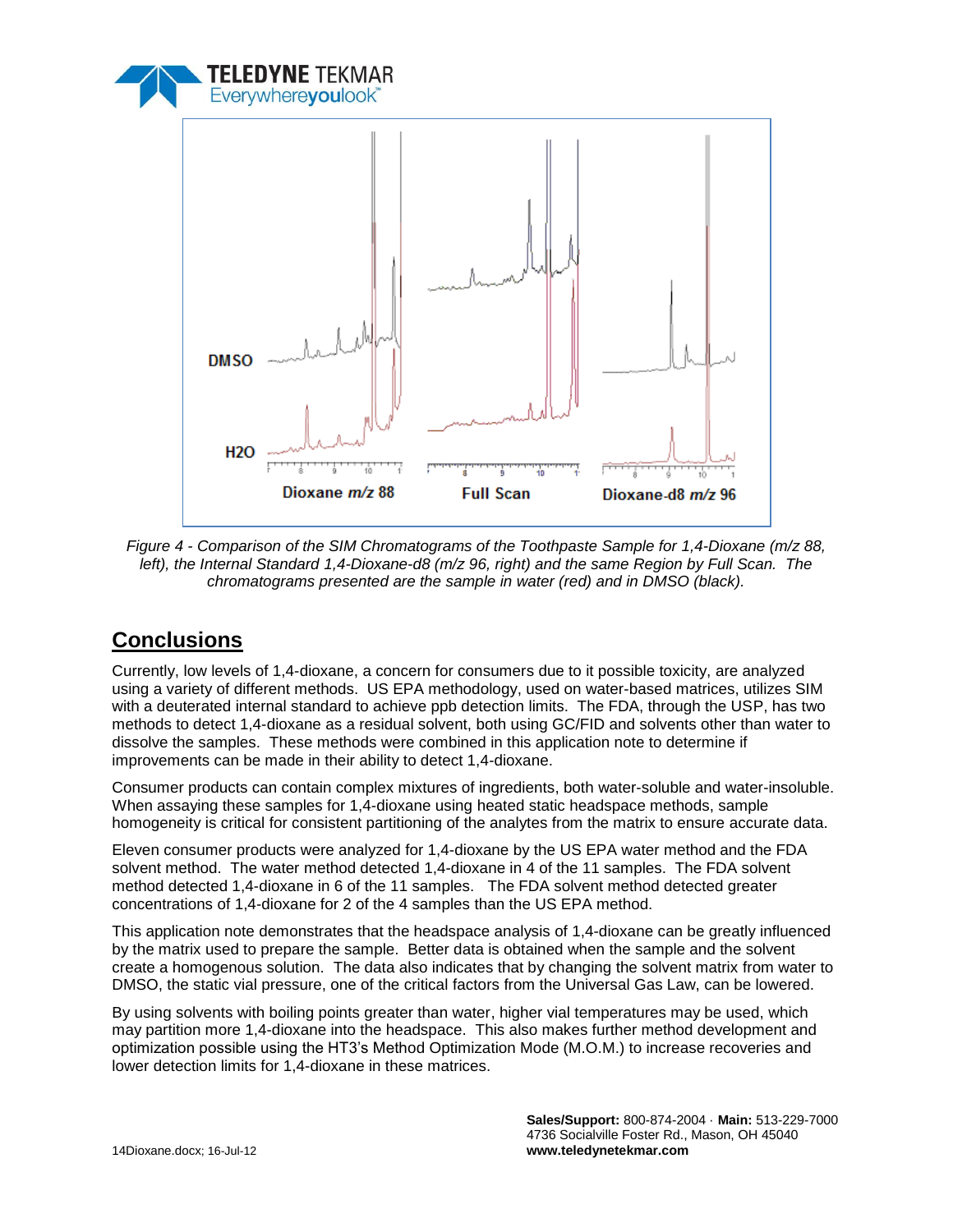*Figure 4 - Comparison of the SIM Chromatograms of the Toothpaste Sample for 1,4-Dioxane (m/z 88, left), the Internal Standard 1,4-Dioxane-d8 (m/z 96, right) and the same Region by Full Scan. The chromatograms presented are the sample in water (red) and in DMSO (black).*

## Conclusions

Currently, low levels of 1,4-dioxane, a concern for consumers due to it possible toxicity, are analyzed using a variety of different methods. US EPA methodology, used on water-based matrices, utilizes SIM with a deuterated internal standard to achieve ppb detection limits. The FDA, through the USP, has two methods to detect 1,4-dioxane as a residual solvent, both using GC/FID and solvents other than water to dissolve the samples. These methods were combined in this application note to determine if improvements can be made in their ability to detect 1,4-dioxane.

Consumer products can contain complex mixtures of ingredients, both water-soluble and water-insoluble. When assaying these samples for 1,4-dioxane using heated static headspace methods, sample homogeneity is critical for consistent partitioning of the analytes from the matrix to ensure accurate data.

Eleven consumer products were analyzed for 1,4-dioxane by the US EPA water method and the FDA solvent method. The water method detected 1,4-dioxane in 4 of the 11 samples. The FDA solvent method detected 1,4-dioxane in 6 of the 11 samples. The FDA solvent method detected greater concentrations of 1,4-dioxane for 2 of the 4 samples than the US EPA method.

This application note demonstrates that the headspace analysis of 1,4-dioxane can be greatly influenced by the matrix used to prepare the sample. Better data is obtained when the sample and the solvent create a homogenous solution. The data also indicates that by changing the solvent matrix from water to DMSO, the static vial pressure, one of the critical factors from the Universal Gas Law, can be lowered.

By using solvents with boiling points greater than water, higher vial temperatures may be used, which may partition more 1,4-dioxane into the headspace. This also makes further method development and optimization possible using the HT3's Method Optimization Mode (M.O.M.) to increase recoveries and lower detection limits for 1,4-dioxane in these matrices.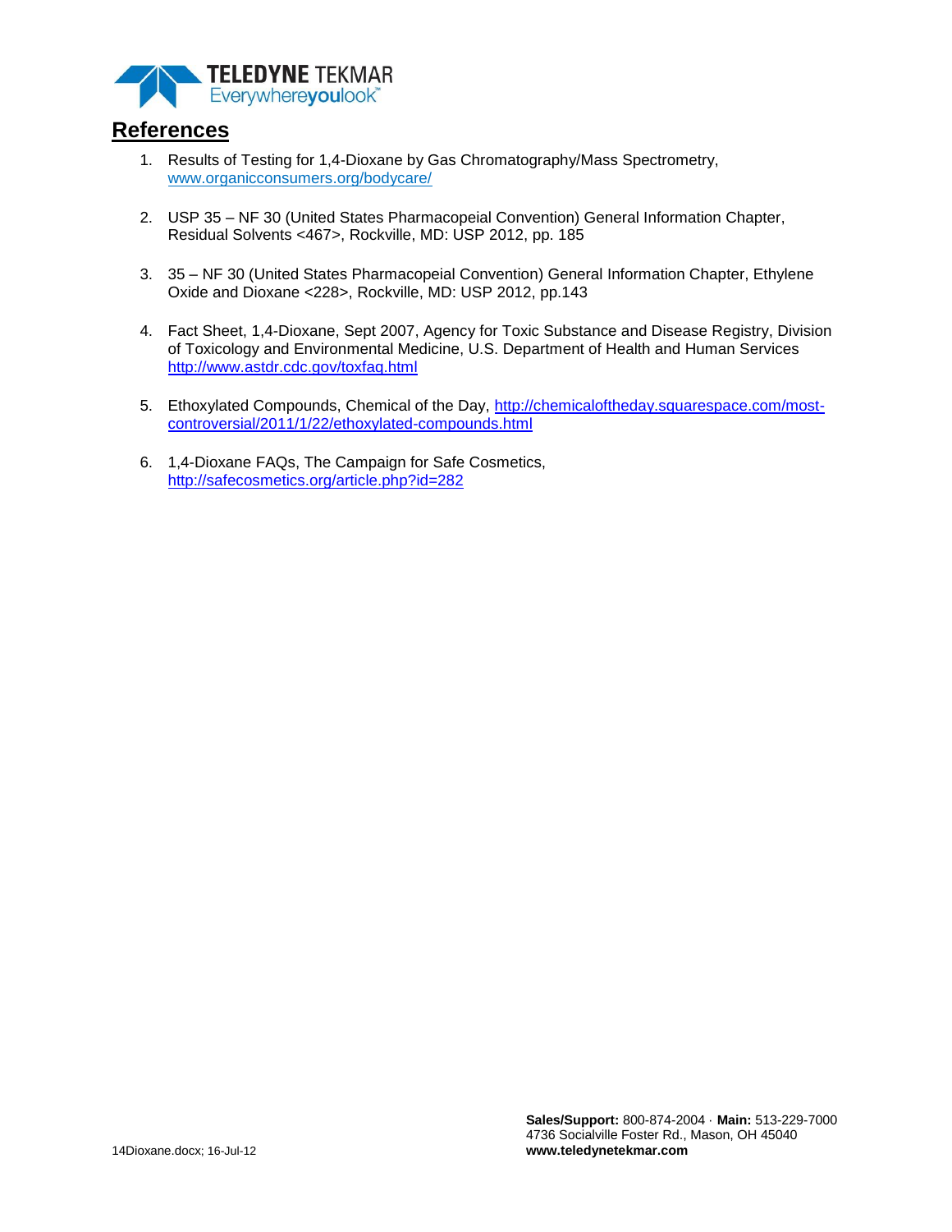## References

1. Results of Testing for 1,4-Dioxane by Gas Chromatography/Mass Spectrometry, www.organicconsumers.org/bodycare/

2. USP 35 – NF 30 (United States Pharmacopeial Convention) General Information Chapter, Residual Solvents <467>, Rockville, MD: USP 2012, pp. 185

3. 35 – NF 30 (United States Pharmacopeial Convention) General Information Chapter, Ethylene Oxide and Dioxane <228>, Rockville, MD: USP 2012, pp.143

4. Fact Sheet, 1,4-Dioxane, Sept 2007, Agency for Toxic Substance and Disease Registry, Division of Toxicology and Environmental Medicine, U.S. Department of Health and Human Services http://www.astdr.cdc.gov/toxfaq.html

5. Ethoxylated Compounds, Chemical of the Day, http://chemicaloftheday.squarespace.com/most-controversial/2011/1/22/ethoxylated-compounds.html

6. 1,4-Dioxane FAQs, The Campaign for Safe Cosmetics, http://safecosmetics.org/article.php?id=282